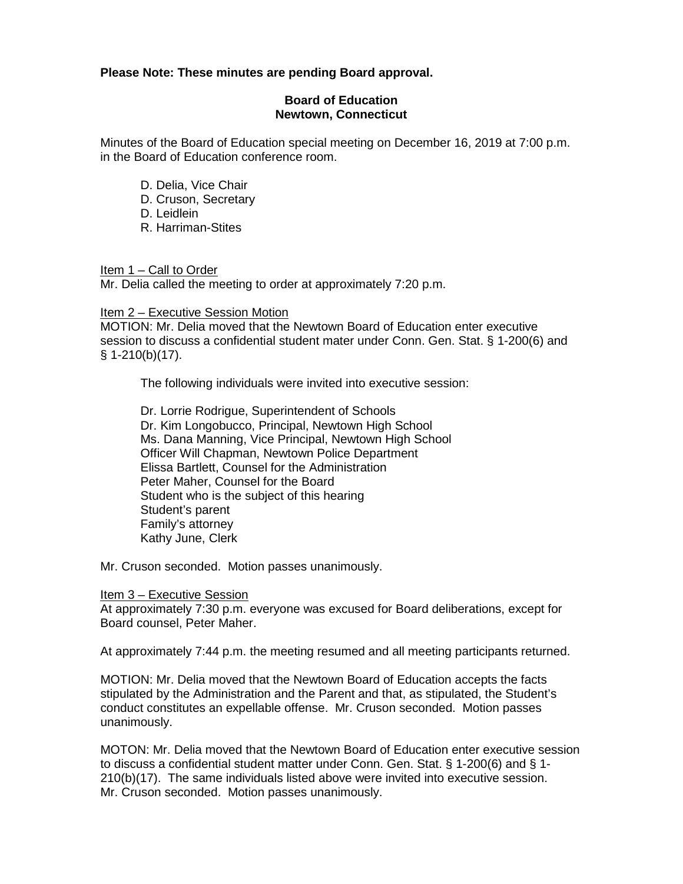**Please Note: These minutes are pending Board approval.**

**Board of Education**
**Newtown, Connecticut**

Minutes of the Board of Education special meeting on December 16, 2019 at 7:00 p.m. in the Board of Education conference room.

D. Delia, Vice Chair
D. Cruson, Secretary
D. Leidlein
R. Harriman-Stites

Item 1 – Call to Order
Mr. Delia called the meeting to order at approximately 7:20 p.m.

Item 2 – Executive Session Motion
MOTION: Mr. Delia moved that the Newtown Board of Education enter executive session to discuss a confidential student mater under Conn. Gen. Stat. § 1-200(6) and § 1-210(b)(17).

The following individuals were invited into executive session:

Dr. Lorrie Rodrigue, Superintendent of Schools
Dr. Kim Longobucco, Principal, Newtown High School
Ms. Dana Manning, Vice Principal, Newtown High School
Officer Will Chapman, Newtown Police Department
Elissa Bartlett, Counsel for the Administration
Peter Maher, Counsel for the Board
Student who is the subject of this hearing
Student's parent
Family's attorney
Kathy June, Clerk

Mr. Cruson seconded. Motion passes unanimously.

Item 3 – Executive Session
At approximately 7:30 p.m. everyone was excused for Board deliberations, except for Board counsel, Peter Maher.

At approximately 7:44 p.m. the meeting resumed and all meeting participants returned.

MOTION: Mr. Delia moved that the Newtown Board of Education accepts the facts stipulated by the Administration and the Parent and that, as stipulated, the Student's conduct constitutes an expellable offense. Mr. Cruson seconded. Motion passes unanimously.

MOTON: Mr. Delia moved that the Newtown Board of Education enter executive session to discuss a confidential student matter under Conn. Gen. Stat. § 1-200(6) and § 1-210(b)(17). The same individuals listed above were invited into executive session. Mr. Cruson seconded. Motion passes unanimously.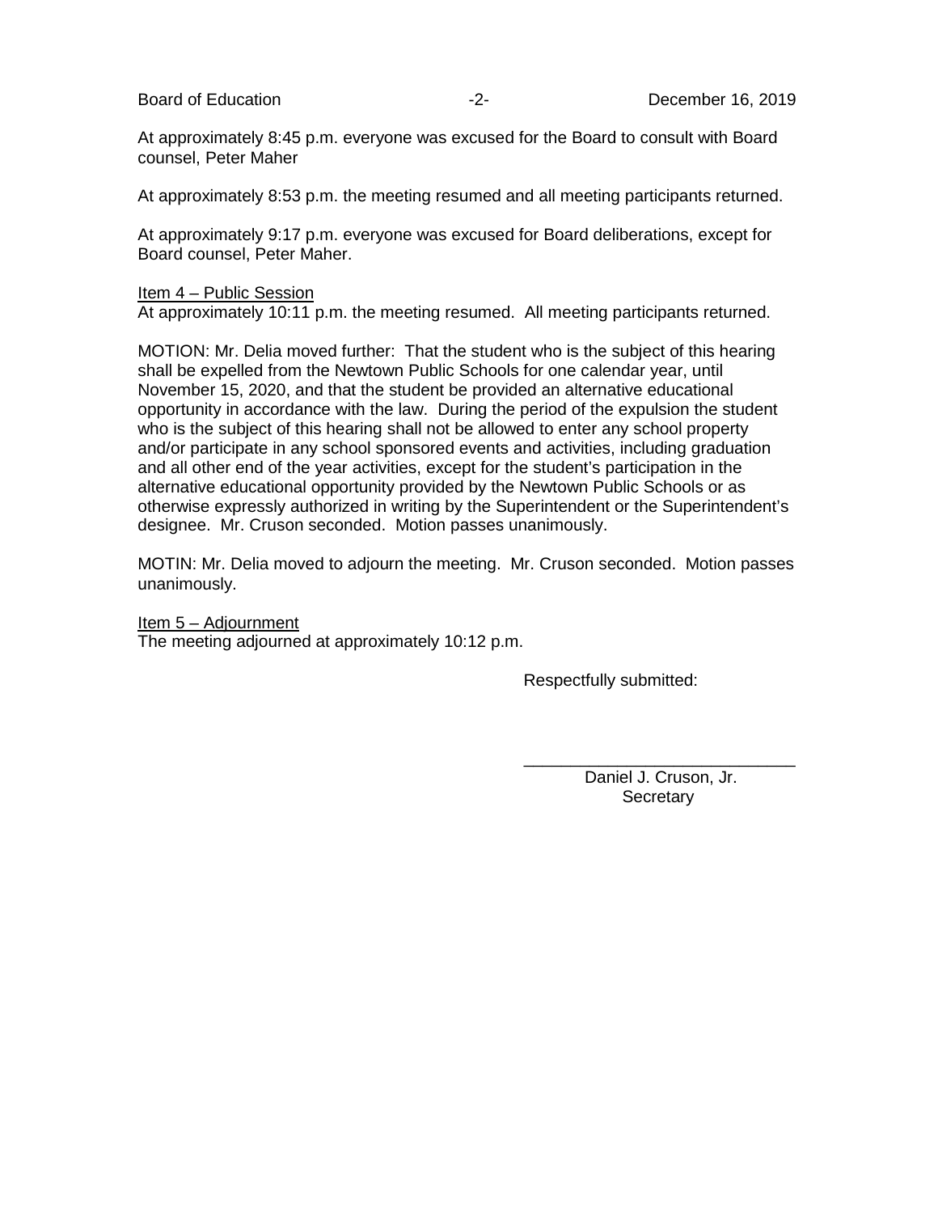At approximately 8:45 p.m. everyone was excused for the Board to consult with Board counsel, Peter Maher

At approximately 8:53 p.m. the meeting resumed and all meeting participants returned.

At approximately 9:17 p.m. everyone was excused for Board deliberations, except for Board counsel, Peter Maher.

<u>Item 4 – Public Session</u>
At approximately 10:11 p.m. the meeting resumed. All meeting participants returned.

MOTION: Mr. Delia moved further: That the student who is the subject of this hearing shall be expelled from the Newtown Public Schools for one calendar year, until November 15, 2020, and that the student be provided an alternative educational opportunity in accordance with the law. During the period of the expulsion the student who is the subject of this hearing shall not be allowed to enter any school property and/or participate in any school sponsored events and activities, including graduation and all other end of the year activities, except for the student's participation in the alternative educational opportunity provided by the Newtown Public Schools or as otherwise expressly authorized in writing by the Superintendent or the Superintendent's designee. Mr. Cruson seconded. Motion passes unanimously.

MOTIN: Mr. Delia moved to adjourn the meeting. Mr. Cruson seconded. Motion passes unanimously.

<u>Item 5 – Adjournment</u>
The meeting adjourned at approximately 10:12 p.m.

Respectfully submitted:

\_\_\_\_\_\_\_\_\_\_\_\_\_\_\_\_\_\_\_\_\_\_\_\_\_\_\_\_\_\_
Daniel J. Cruson, Jr.
Secretary